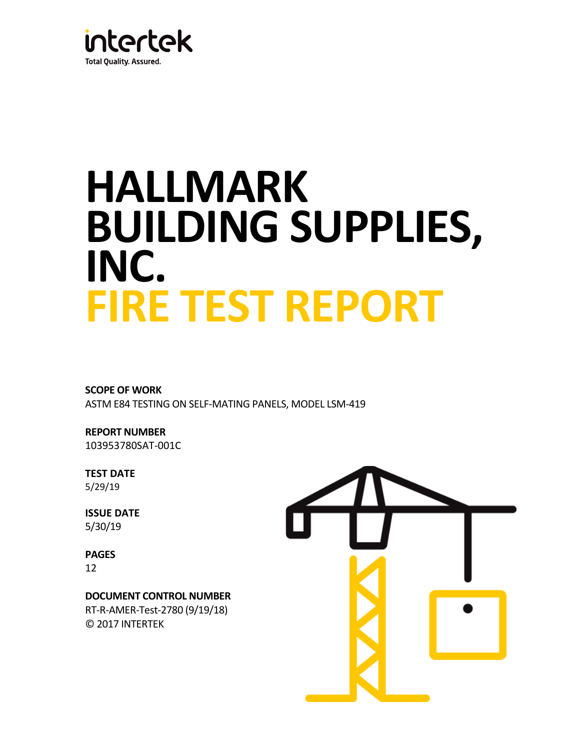intertek

Total Quality. Assured.

# HALLMARK BUILDING SUPPLIES, INC.

# FIRE TEST REPORT

**SCOPE OF WORK**

ASTM E84 TESTING ON SELF-MATING PANELS, MODEL LSM-419

**REPORT NUMBER**

103953780SAT-001C

**TEST DATE**

5/29/19

**ISSUE DATE**

5/30/19

**PAGES**

12

**DOCUMENT CONTROL NUMBER**

RT-R-AMER-Test-2780 (9/19/18)

© 2017 INTERTEK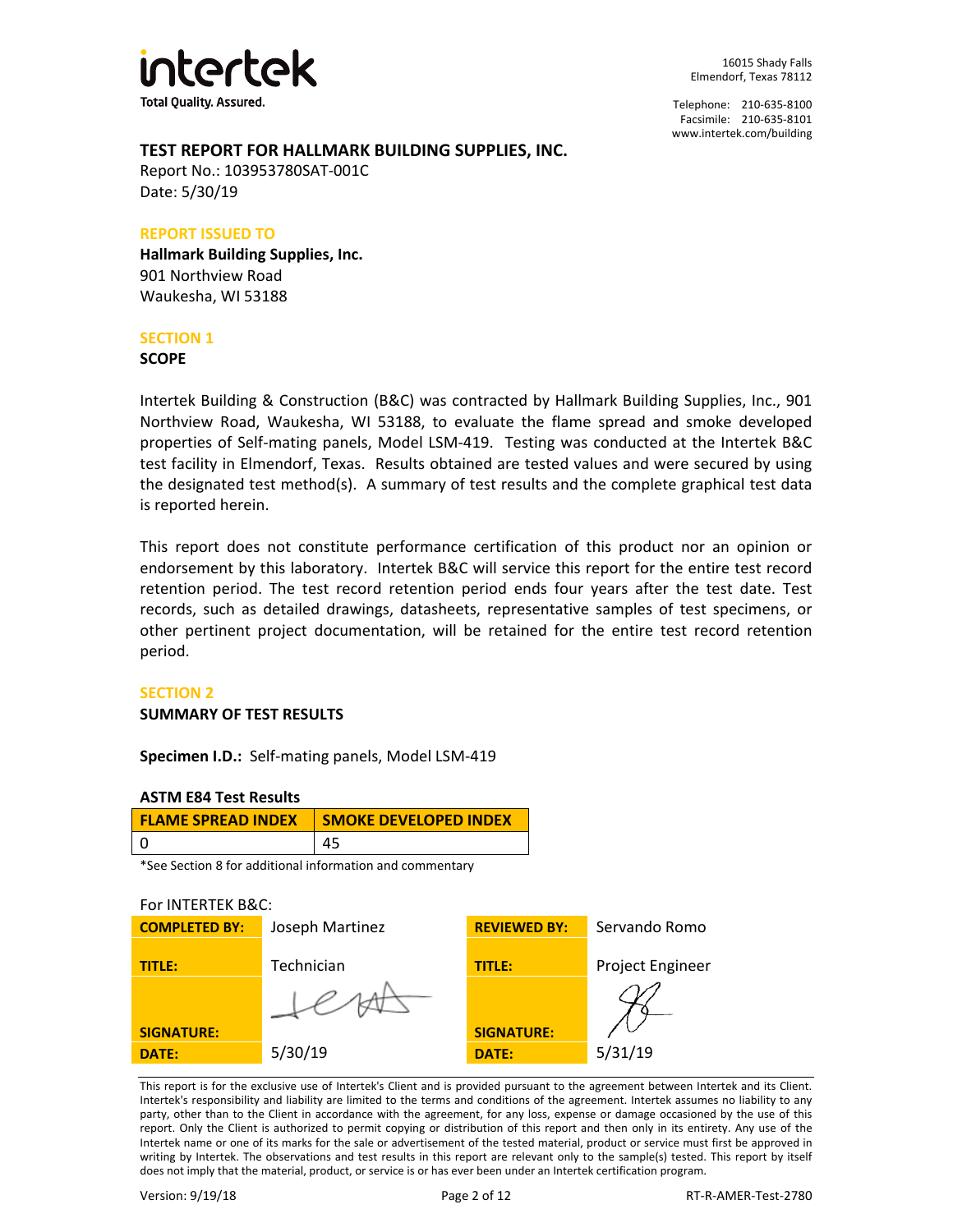intertek

Total Quality. Assured.

16015 Shady Falls
Elmendorf, Texas 78112

Telephone: 210-635-8100
Facsimile: 210-635-8101
www.intertek.com/building

## TEST REPORT FOR HALLMARK BUILDING SUPPLIES, INC.

Report No.: 103953780SAT-001C
Date: 5/30/19

### REPORT ISSUED TO

**Hallmark Building Supplies, Inc.**
901 Northview Road
Waukesha, WI 53188

### SECTION 1

**SCOPE**

Intertek Building & Construction (B&C) was contracted by Hallmark Building Supplies, Inc., 901 Northview Road, Waukesha, WI 53188, to evaluate the flame spread and smoke developed properties of Self-mating panels, Model LSM-419. Testing was conducted at the Intertek B&C test facility in Elmendorf, Texas. Results obtained are tested values and were secured by using the designated test method(s). A summary of test results and the complete graphical test data is reported herein.

This report does not constitute performance certification of this product nor an opinion or endorsement by this laboratory. Intertek B&C will service this report for the entire test record retention period. The test record retention period ends four years after the test date. Test records, such as detailed drawings, datasheets, representative samples of test specimens, or other pertinent project documentation, will be retained for the entire test record retention period.

### SECTION 2

**SUMMARY OF TEST RESULTS**

**Specimen I.D.:** Self-mating panels, Model LSM-419

**ASTM E84 Test Results**

| FLAME SPREAD INDEX | SMOKE DEVELOPED INDEX |
|---|---|
| 0 | 45 |

*See Section 8 for additional information and commentary

For INTERTEK B&C:

| | | | |
|---|---|---|---|
| **COMPLETED BY:** | Joseph Martinez | **REVIEWED BY:** | Servando Romo |
| **TITLE:** | Technician | **TITLE:** | Project Engineer |
| **SIGNATURE:** | | **SIGNATURE:** | |
| **DATE:** | 5/30/19 | **DATE:** | 5/31/19 |

This report is for the exclusive use of Intertek's Client and is provided pursuant to the agreement between Intertek and its Client. Intertek's responsibility and liability are limited to the terms and conditions of the agreement. Intertek assumes no liability to any party, other than to the Client in accordance with the agreement, for any loss, expense or damage occasioned by the use of this report. Only the Client is authorized to permit copying or distribution of this report and then only in its entirety. Any use of the Intertek name or one of its marks for the sale or advertisement of the tested material, product or service must first be approved in writing by Intertek. The observations and test results in this report are relevant only to the sample(s) tested. This report by itself does not imply that the material, product, or service is or has ever been under an Intertek certification program.

Version: 9/19/18 RT-R-AMER-Test-2780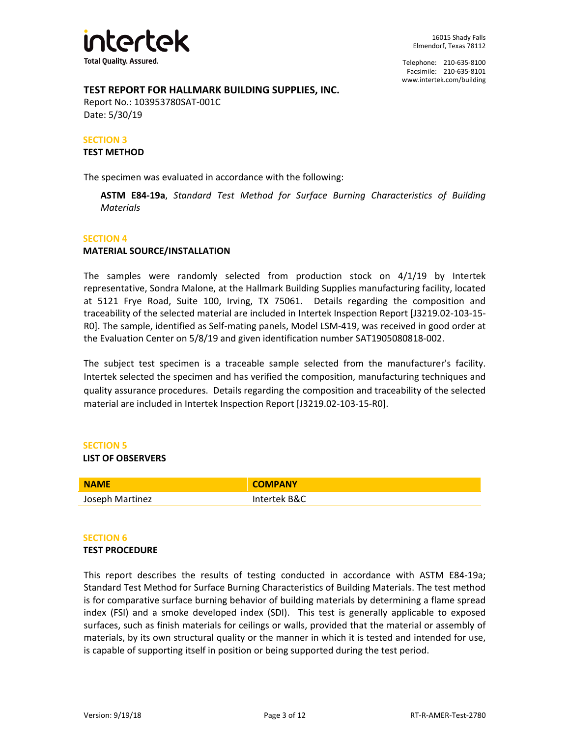## TEST REPORT FOR HALLMARK BUILDING SUPPLIES, INC.

Report No.: 103953780SAT-001C
Date: 5/30/19

### SECTION 3
**TEST METHOD**

The specimen was evaluated in accordance with the following:

> **ASTM E84-19a**, *Standard Test Method for Surface Burning Characteristics of Building Materials*

### SECTION 4
**MATERIAL SOURCE/INSTALLATION**

The samples were randomly selected from production stock on 4/1/19 by Intertek representative, Sondra Malone, at the Hallmark Building Supplies manufacturing facility, located at 5121 Frye Road, Suite 100, Irving, TX 75061. Details regarding the composition and traceability of the selected material are included in Intertek Inspection Report [J3219.02-103-15-R0]. The sample, identified as Self-mating panels, Model LSM-419, was received in good order at the Evaluation Center on 5/8/19 and given identification number SAT1905080818-002.

The subject test specimen is a traceable sample selected from the manufacturer's facility. Intertek selected the specimen and has verified the composition, manufacturing techniques and quality assurance procedures. Details regarding the composition and traceability of the selected material are included in Intertek Inspection Report [J3219.02-103-15-R0].

### SECTION 5
**LIST OF OBSERVERS**

| NAME | COMPANY |
|---|---|
| Joseph Martinez | Intertek B&C |

### SECTION 6
**TEST PROCEDURE**

This report describes the results of testing conducted in accordance with ASTM E84-19a; Standard Test Method for Surface Burning Characteristics of Building Materials. The test method is for comparative surface burning behavior of building materials by determining a flame spread index (FSI) and a smoke developed index (SDI). This test is generally applicable to exposed surfaces, such as finish materials for ceilings or walls, provided that the material or assembly of materials, by its own structural quality or the manner in which it is tested and intended for use, is capable of supporting itself in position or being supported during the test period.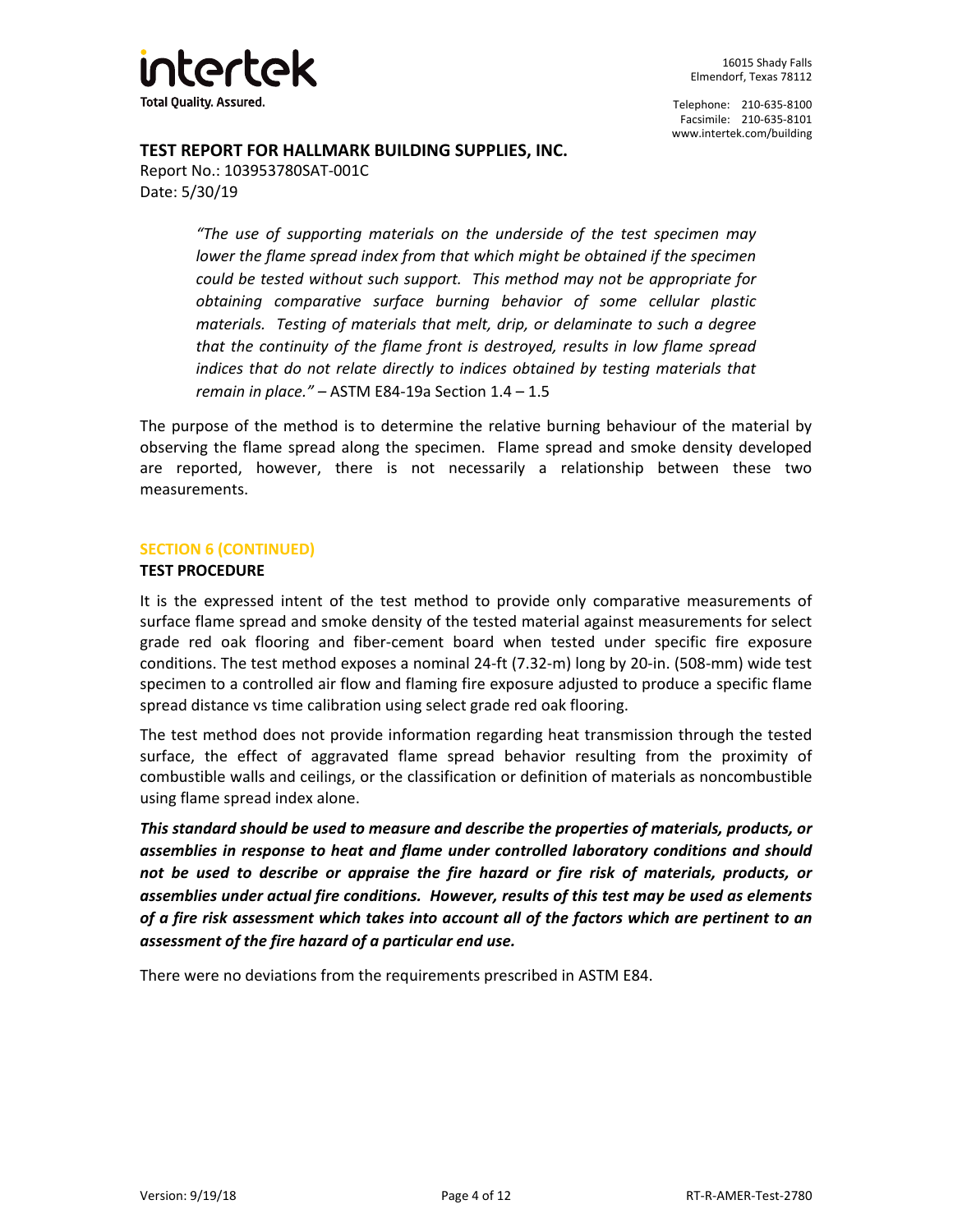**TEST REPORT FOR HALLMARK BUILDING SUPPLIES, INC.**
Report No.: 103953780SAT-001C
Date: 5/30/19

> *"The use of supporting materials on the underside of the test specimen may lower the flame spread index from that which might be obtained if the specimen could be tested without such support. This method may not be appropriate for obtaining comparative surface burning behavior of some cellular plastic materials. Testing of materials that melt, drip, or delaminate to such a degree that the continuity of the flame front is destroyed, results in low flame spread indices that do not relate directly to indices obtained by testing materials that remain in place."* – ASTM E84-19a Section 1.4 – 1.5

The purpose of the method is to determine the relative burning behaviour of the material by observing the flame spread along the specimen. Flame spread and smoke density developed are reported, however, there is not necessarily a relationship between these two measurements.

## SECTION 6 (CONTINUED)

### TEST PROCEDURE

It is the expressed intent of the test method to provide only comparative measurements of surface flame spread and smoke density of the tested material against measurements for select grade red oak flooring and fiber-cement board when tested under specific fire exposure conditions. The test method exposes a nominal 24-ft (7.32-m) long by 20-in. (508-mm) wide test specimen to a controlled air flow and flaming fire exposure adjusted to produce a specific flame spread distance vs time calibration using select grade red oak flooring.

The test method does not provide information regarding heat transmission through the tested surface, the effect of aggravated flame spread behavior resulting from the proximity of combustible walls and ceilings, or the classification or definition of materials as noncombustible using flame spread index alone.

***This standard should be used to measure and describe the properties of materials, products, or assemblies in response to heat and flame under controlled laboratory conditions and should not be used to describe or appraise the fire hazard or fire risk of materials, products, or assemblies under actual fire conditions. However, results of this test may be used as elements of a fire risk assessment which takes into account all of the factors which are pertinent to an assessment of the fire hazard of a particular end use.***

There were no deviations from the requirements prescribed in ASTM E84.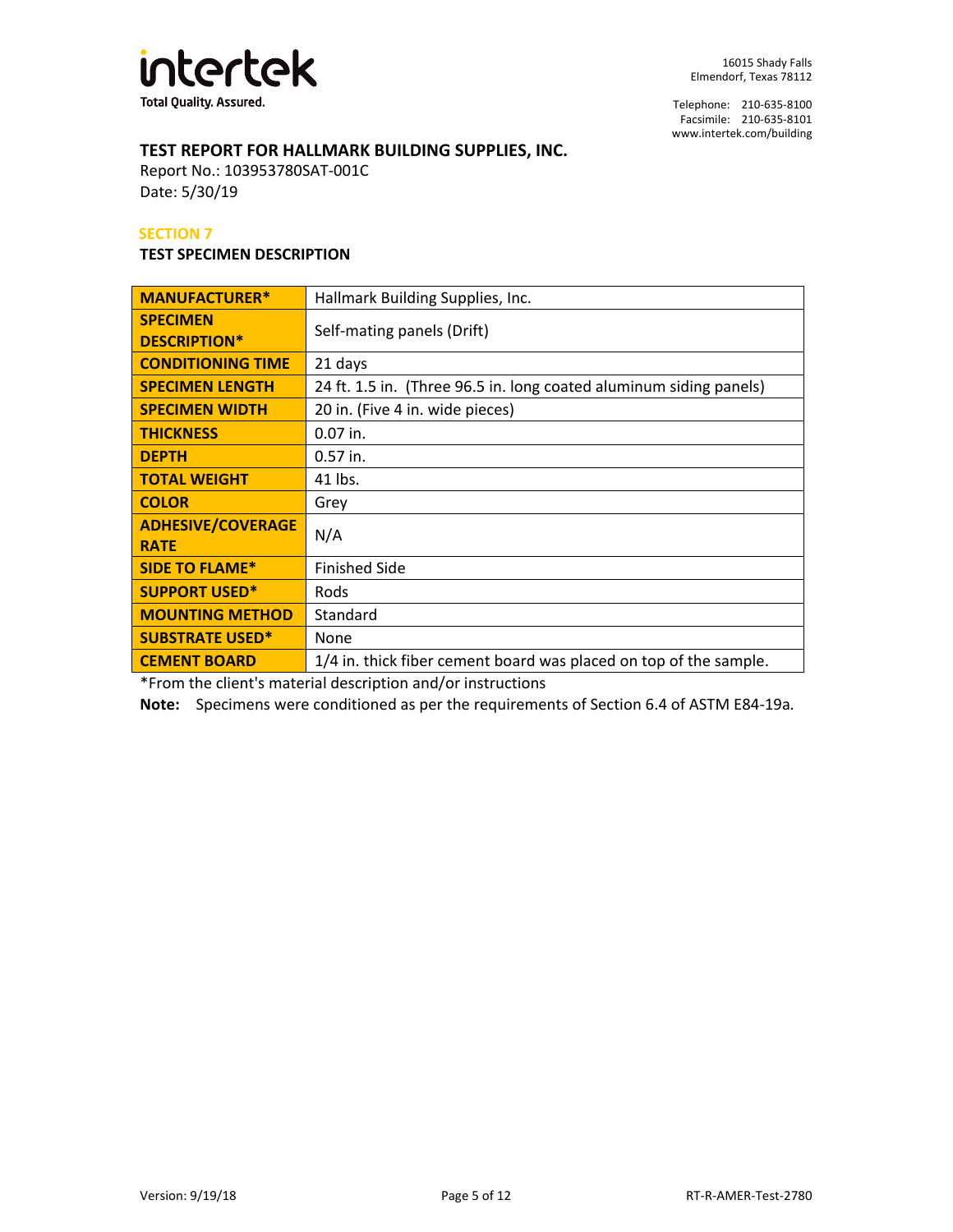## TEST REPORT FOR HALLMARK BUILDING SUPPLIES, INC.

Report No.: 103953780SAT-001C
Date: 5/30/19

### SECTION 7

**TEST SPECIMEN DESCRIPTION**

| | |
|---|---|
| **MANUFACTURER*** | Hallmark Building Supplies, Inc. |
| **SPECIMEN DESCRIPTION*** | Self-mating panels (Drift) |
| **CONDITIONING TIME** | 21 days |
| **SPECIMEN LENGTH** | 24 ft. 1.5 in. (Three 96.5 in. long coated aluminum siding panels) |
| **SPECIMEN WIDTH** | 20 in. (Five 4 in. wide pieces) |
| **THICKNESS** | 0.07 in. |
| **DEPTH** | 0.57 in. |
| **TOTAL WEIGHT** | 41 lbs. |
| **COLOR** | Grey |
| **ADHESIVE/COVERAGE RATE** | N/A |
| **SIDE TO FLAME*** | Finished Side |
| **SUPPORT USED*** | Rods |
| **MOUNTING METHOD** | Standard |
| **SUBSTRATE USED*** | None |
| **CEMENT BOARD** | 1/4 in. thick fiber cement board was placed on top of the sample. |

*From the client's material description and/or instructions

**Note:** Specimens were conditioned as per the requirements of Section 6.4 of ASTM E84-19a.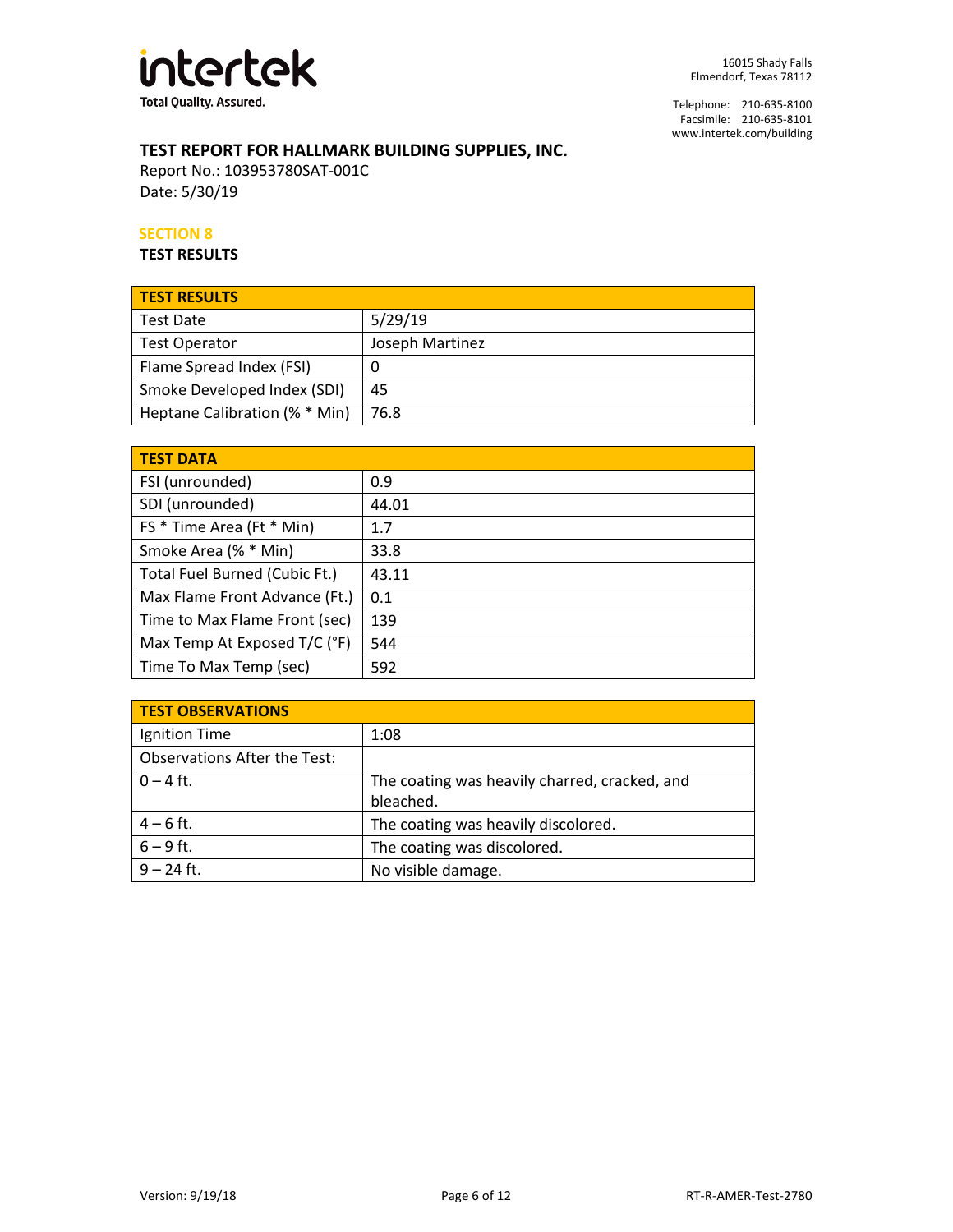**intertek**
Total Quality. Assured.

16015 Shady Falls
Elmendorf, Texas 78112

Telephone: 210-635-8100
Facsimile: 210-635-8101
www.intertek.com/building

**TEST REPORT FOR HALLMARK BUILDING SUPPLIES, INC.**
Report No.: 103953780SAT-001C
Date: 5/30/19

## SECTION 8
**TEST RESULTS**

| TEST RESULTS | |
|---|---|
| Test Date | 5/29/19 |
| Test Operator | Joseph Martinez |
| Flame Spread Index (FSI) | 0 |
| Smoke Developed Index (SDI) | 45 |
| Heptane Calibration (% * Min) | 76.8 |

| TEST DATA | |
|---|---|
| FSI (unrounded) | 0.9 |
| SDI (unrounded) | 44.01 |
| FS * Time Area (Ft * Min) | 1.7 |
| Smoke Area (% * Min) | 33.8 |
| Total Fuel Burned (Cubic Ft.) | 43.11 |
| Max Flame Front Advance (Ft.) | 0.1 |
| Time to Max Flame Front (sec) | 139 |
| Max Temp At Exposed T/C (°F) | 544 |
| Time To Max Temp (sec) | 592 |

| TEST OBSERVATIONS | |
|---|---|
| Ignition Time | 1:08 |
| Observations After the Test: | |
| 0 – 4 ft. | The coating was heavily charred, cracked, and bleached. |
| 4 – 6 ft. | The coating was heavily discolored. |
| 6 – 9 ft. | The coating was discolored. |
| 9 – 24 ft. | No visible damage. |

Version: 9/19/18 RT-R-AMER-Test-2780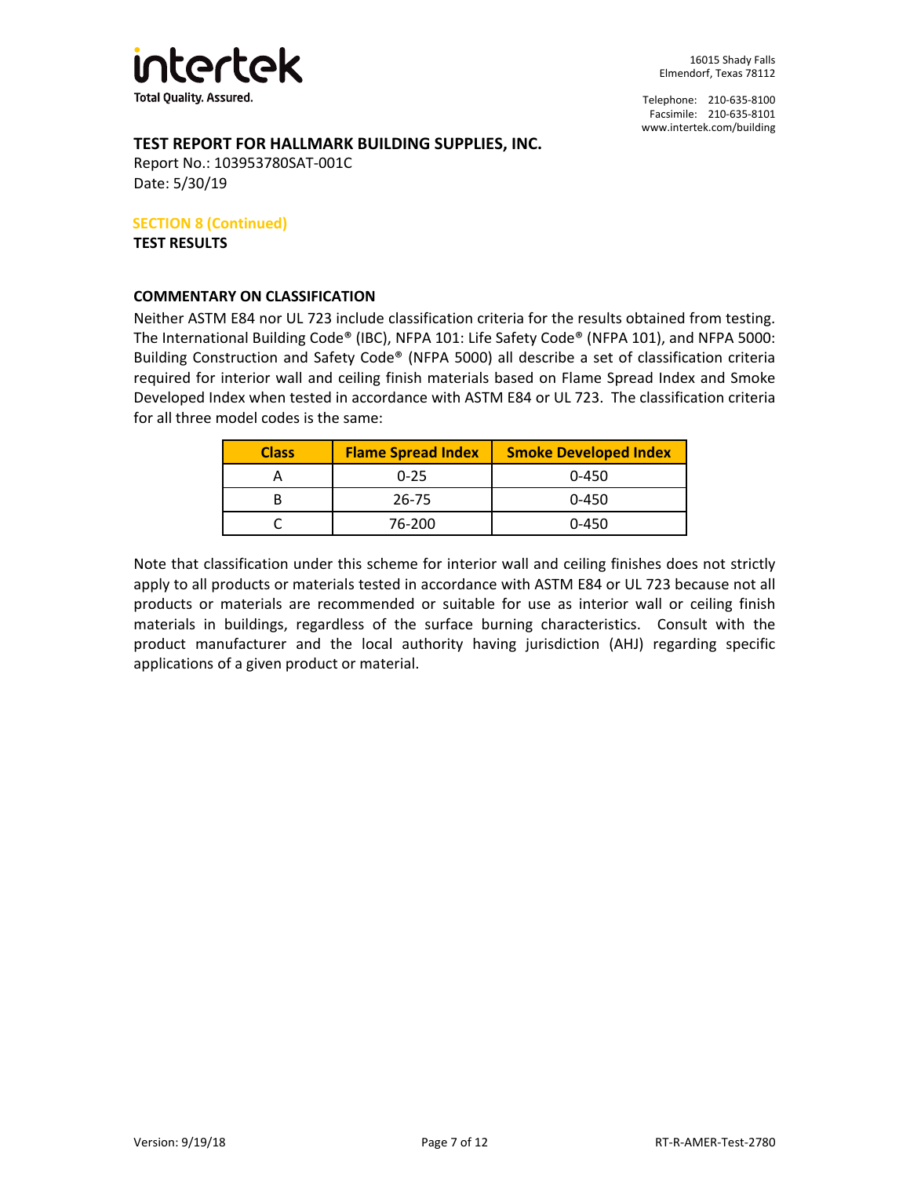## TEST REPORT FOR HALLMARK BUILDING SUPPLIES, INC.

Report No.: 103953780SAT-001C
Date: 5/30/19

**SECTION 8 (Continued)**
**TEST RESULTS**

### COMMENTARY ON CLASSIFICATION

Neither ASTM E84 nor UL 723 include classification criteria for the results obtained from testing. The International Building Code® (IBC), NFPA 101: Life Safety Code® (NFPA 101), and NFPA 5000: Building Construction and Safety Code® (NFPA 5000) all describe a set of classification criteria required for interior wall and ceiling finish materials based on Flame Spread Index and Smoke Developed Index when tested in accordance with ASTM E84 or UL 723. The classification criteria for all three model codes is the same:

| Class | Flame Spread Index | Smoke Developed Index |
|---|---|---|
| A | 0-25 | 0-450 |
| B | 26-75 | 0-450 |
| C | 76-200 | 0-450 |

Note that classification under this scheme for interior wall and ceiling finishes does not strictly apply to all products or materials tested in accordance with ASTM E84 or UL 723 because not all products or materials are recommended or suitable for use as interior wall or ceiling finish materials in buildings, regardless of the surface burning characteristics. Consult with the product manufacturer and the local authority having jurisdiction (AHJ) regarding specific applications of a given product or material.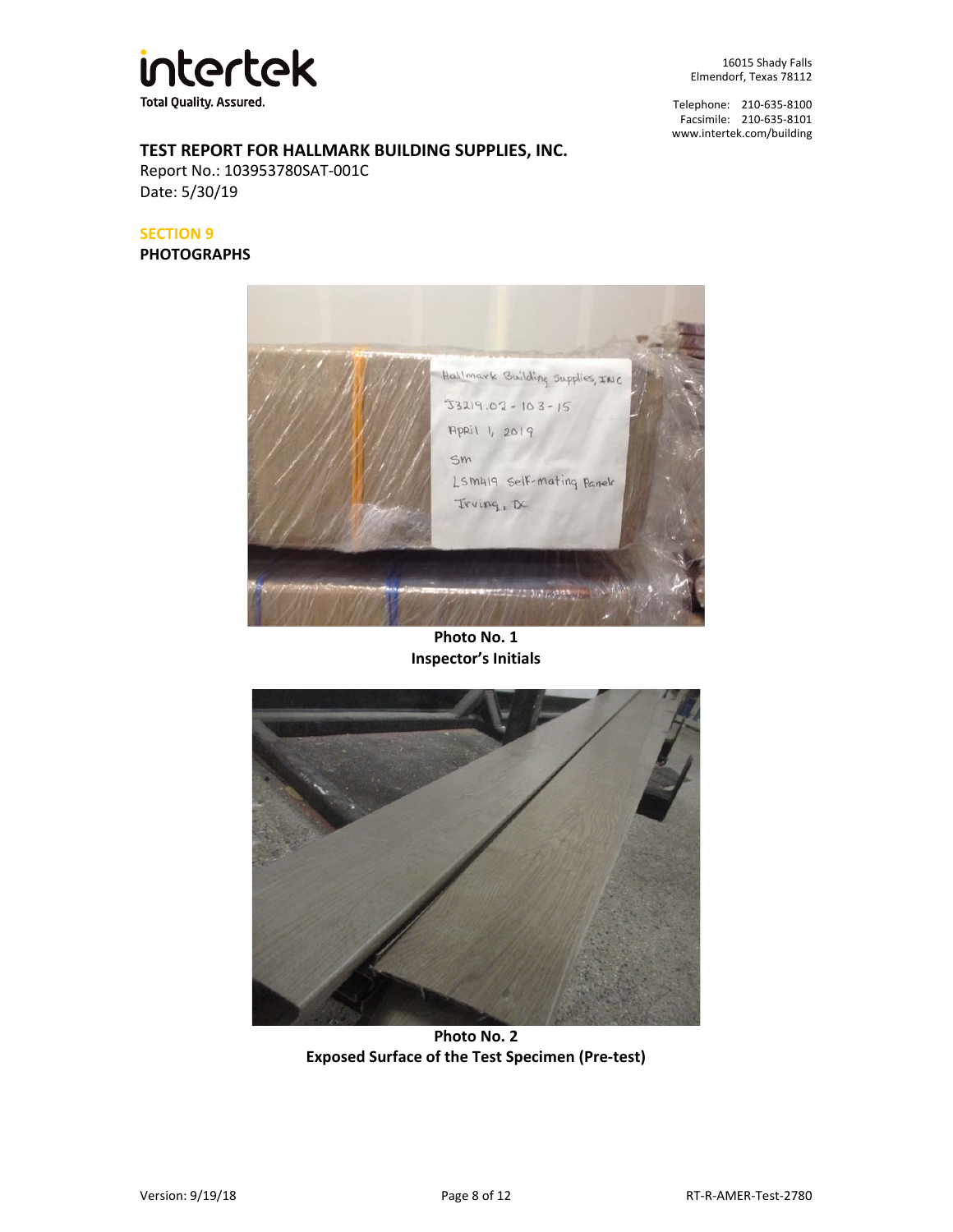16015 Shady Falls
Elmendorf, Texas 78112

Telephone: 210-635-8100
Facsimile: 210-635-8101
www.intertek.com/building

**TEST REPORT FOR HALLMARK BUILDING SUPPLIES, INC.**
Report No.: 103953780SAT-001C
Date: 5/30/19

## SECTION 9
## PHOTOGRAPHS

**Photo No. 1**
**Inspector's Initials**

**Photo No. 2**
**Exposed Surface of the Test Specimen (Pre-test)**

Version: 9/19/18 RT-R-AMER-Test-2780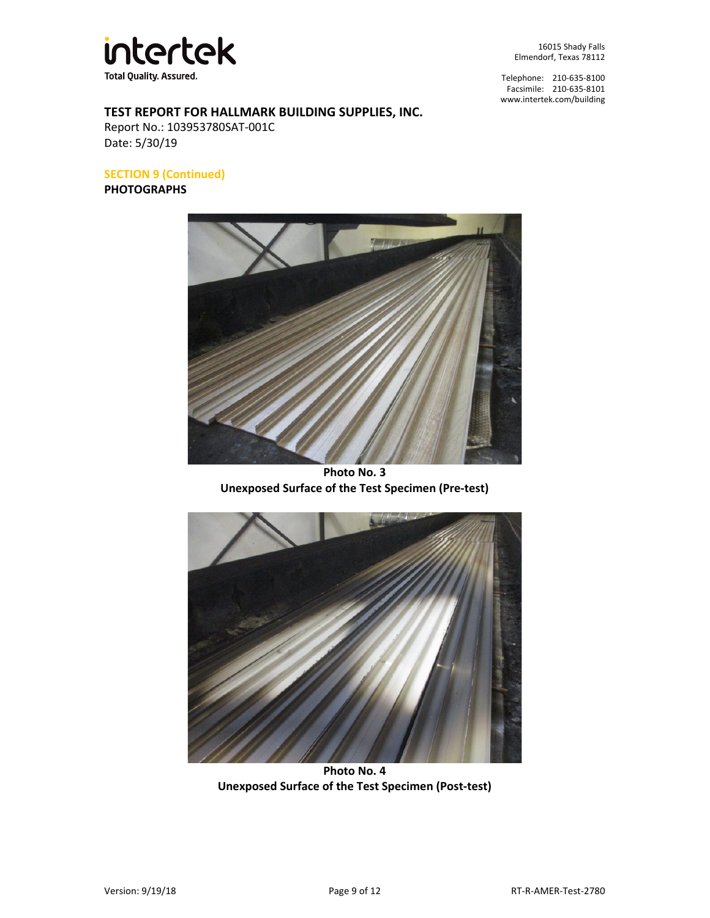**TEST REPORT FOR HALLMARK BUILDING SUPPLIES, INC.**
Report No.: 103953780SAT-001C
Date: 5/30/19

## SECTION 9 (Continued)

**PHOTOGRAPHS**

**Photo No. 3**
**Unexposed Surface of the Test Specimen (Pre-test)**

**Photo No. 4**
**Unexposed Surface of the Test Specimen (Post-test)**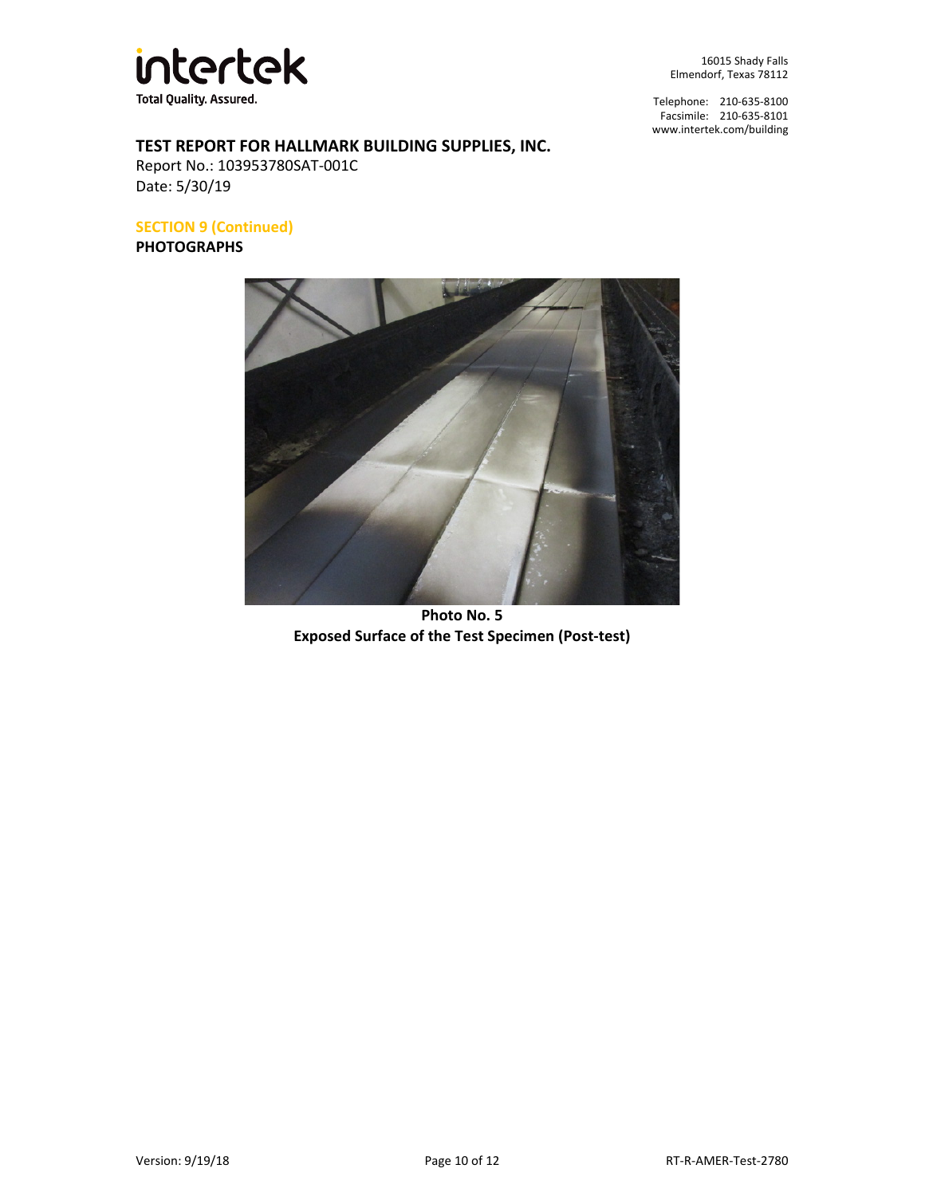**TEST REPORT FOR HALLMARK BUILDING SUPPLIES, INC.**

Report No.: 103953780SAT-001C

Date: 5/30/19

**SECTION 9 (Continued)**

**PHOTOGRAPHS**

**Photo No. 5**

**Exposed Surface of the Test Specimen (Post-test)**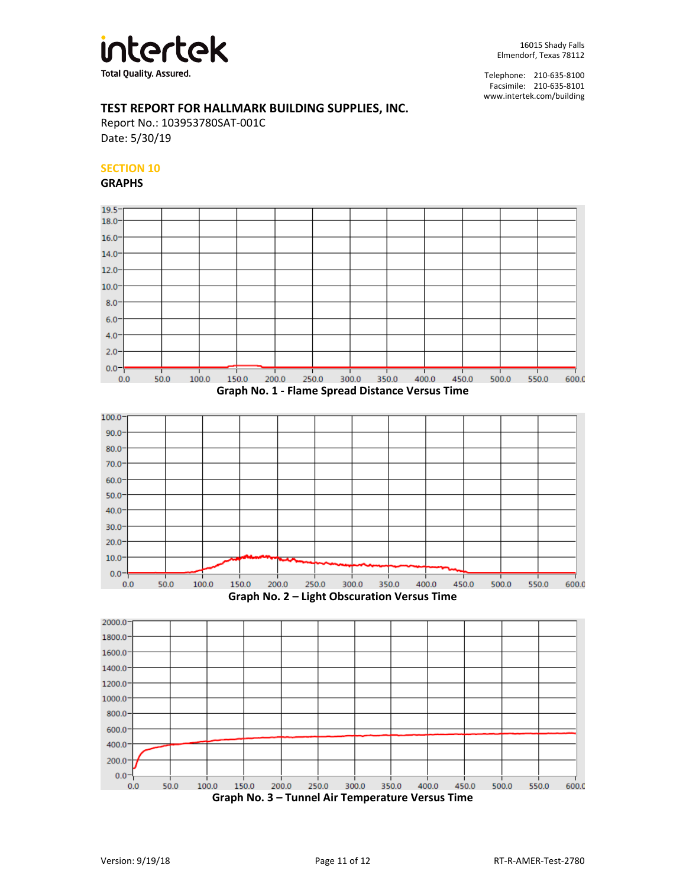**TEST REPORT FOR HALLMARK BUILDING SUPPLIES, INC.**
Report No.: 103953780SAT-001C
Date: 5/30/19

## SECTION 10

## GRAPHS

**Graph No. 1 - Flame Spread Distance Versus Time**

**Graph No. 2 – Light Obscuration Versus Time**

**Graph No. 3 – Tunnel Air Temperature Versus Time**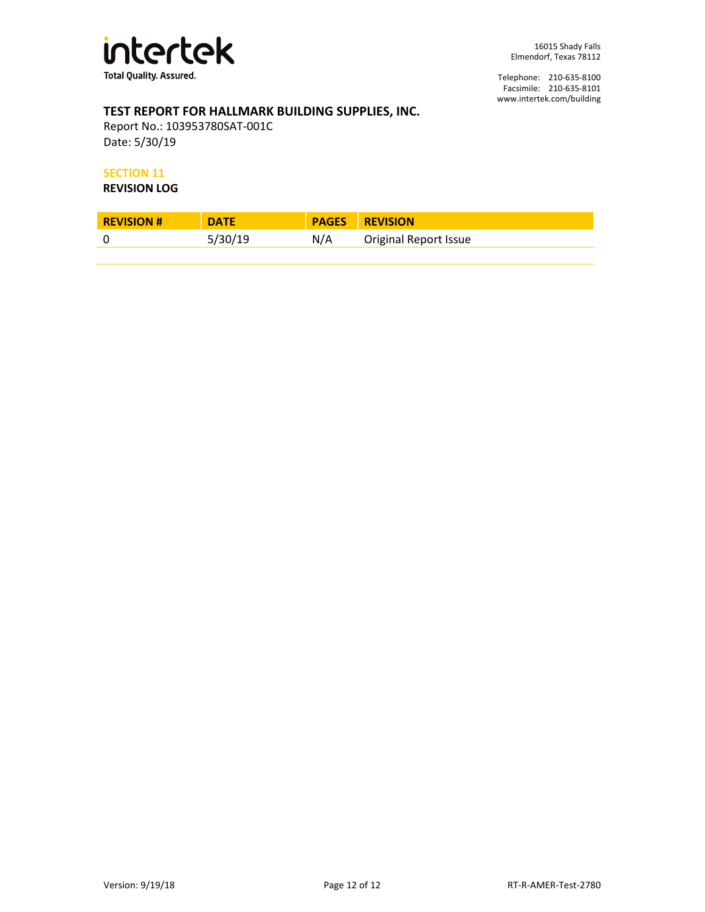intertek
Total Quality. Assured.

16015 Shady Falls
Elmendorf, Texas 78112

Telephone: 210-635-8100
Facsimile: 210-635-8101
www.intertek.com/building

**TEST REPORT FOR HALLMARK BUILDING SUPPLIES, INC.**

Report No.: 103953780SAT-001C

Date: 5/30/19

## SECTION 11

## REVISION LOG

| REVISION # | DATE | PAGES | REVISION |
|---|---|---|---|
| 0 | 5/30/19 | N/A | Original Report Issue |

Version: 9/19/18

RT-R-AMER-Test-2780